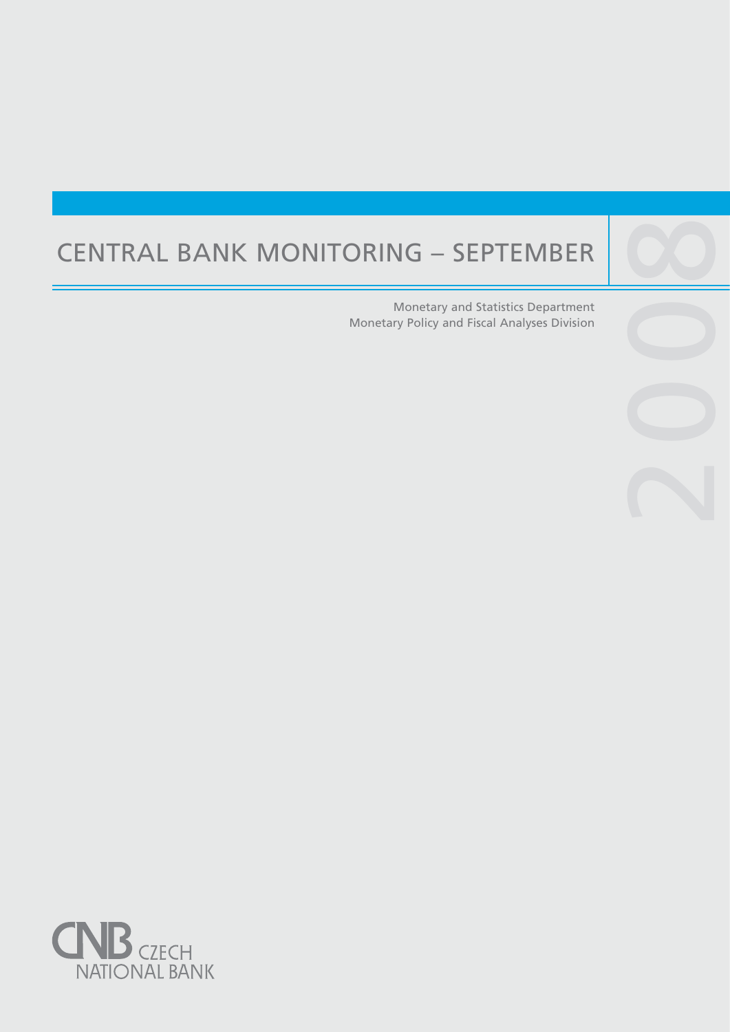# CENTRAL BANK MONITORING – SEPTEMBER 2008

Monetary and Statistics Department
Monetary Policy and Fiscal Analyses Division

CNB CZECH NATIONAL BANK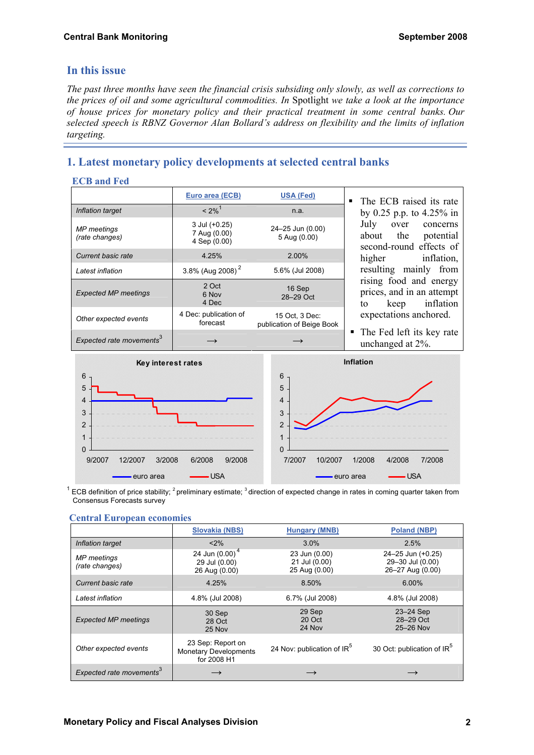## In this issue

*The past three months have seen the financial crisis subsiding only slowly, as well as corrections to the prices of oil and some agricultural commodities. In* Spotlight *we take a look at the importance of house prices for monetary policy and their practical treatment in some central banks. Our selected speech is RBNZ Governor Alan Bollard's address on flexibility and the limits of inflation targeting.*

## 1. Latest monetary policy developments at selected central banks

### ECB and Fed

| | Euro area (ECB) | USA (Fed) |
|---|---|---|
| *Inflation target* | < 2%[1] | n.a. |
| *MP meetings (rate changes)* | 3 Jul (+0.25)<br>7 Aug (0.00)<br>4 Sep (0.00) | 24–25 Jun (0.00)<br>5 Aug (0.00) |
| *Current basic rate* | 4.25% | 2.00% |
| *Latest inflation* | 3.8% (Aug 2008)[2] | 5.6% (Jul 2008) |
| *Expected MP meetings* | 2 Oct<br>6 Nov<br>4 Dec | 16 Sep<br>28–29 Oct |
| *Other expected events* | 4 Dec: publication of forecast | 15 Oct, 3 Dec: publication of Beige Book |
| *Expected rate movements*[3] | → | → |

- The ECB raised its rate by 0.25 p.p. to 4.25% in July over concerns about the potential second-round effects of higher inflation, resulting mainly from rising food and energy prices, and in an attempt to keep inflation expectations anchored.
- The Fed left its key rate unchanged at 2%.

Key interest rates

Inflation

[1] ECB definition of price stability; [2] preliminary estimate; [3] direction of expected change in rates in coming quarter taken from Consensus Forecasts survey

### Central European economies

| | Slovakia (NBS) | Hungary (MNB) | Poland (NBP) |
|---|---|---|---|
| *Inflation target* | <2% | 3.0% | 2.5% |
| *MP meetings (rate changes)* | 24 Jun (0.00)[4]<br>29 Jul (0.00)<br>26 Aug (0.00) | 23 Jun (0.00)<br>21 Jul (0.00)<br>25 Aug (0.00) | 24–25 Jun (+0.25)<br>29–30 Jul (0.00)<br>26–27 Aug (0.00) |
| *Current basic rate* | 4.25% | 8.50% | 6.00% |
| *Latest inflation* | 4.8% (Jul 2008) | 6.7% (Jul 2008) | 4.8% (Jul 2008) |
| *Expected MP meetings* | 30 Sep<br>28 Oct<br>25 Nov | 29 Sep<br>20 Oct<br>24 Nov | 23–24 Sep<br>28–29 Oct<br>25–26 Nov |
| *Other expected events* | 23 Sep: Report on Monetary Developments for 2008 H1 | 24 Nov: publication of IR[5] | 30 Oct: publication of IR[5] |
| *Expected rate movements*[3] | → | → | → |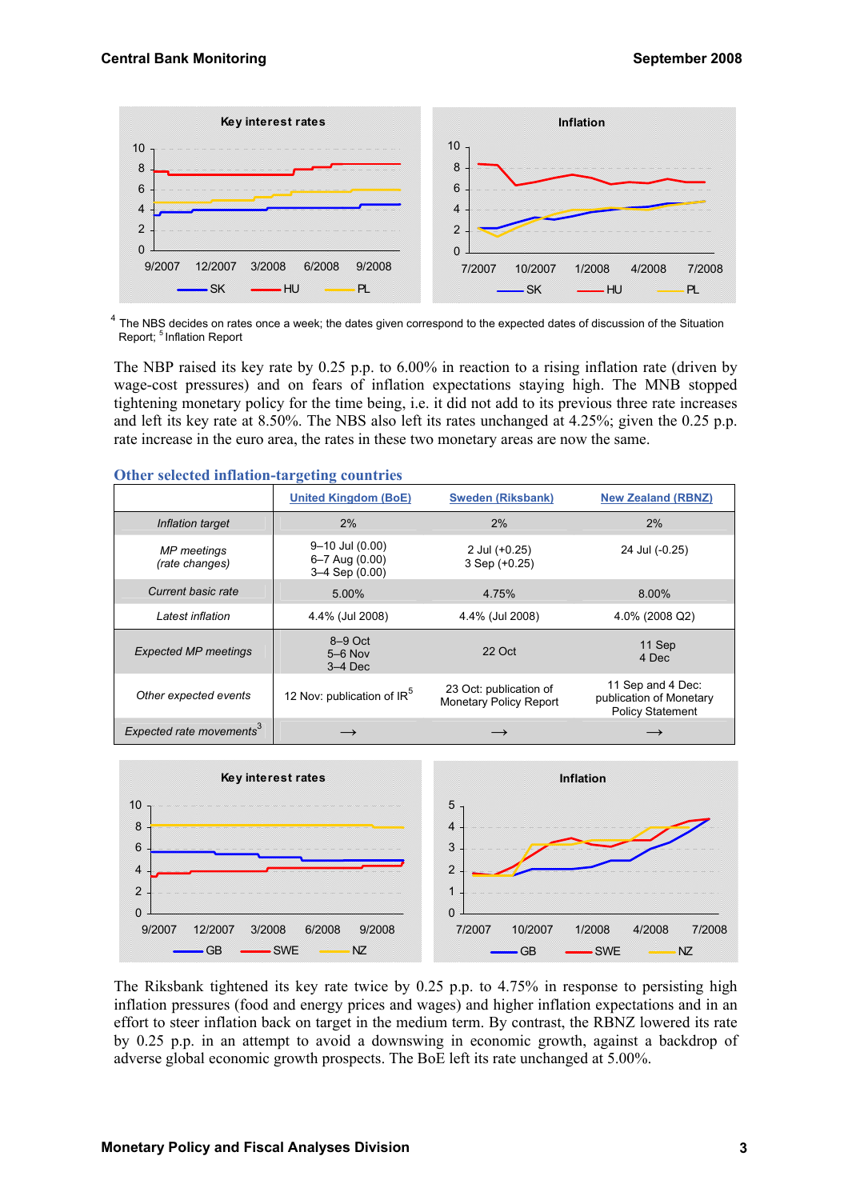[4] The NBS decides on rates once a week; the dates given correspond to the expected dates of discussion of the Situation Report; [5] Inflation Report

The NBP raised its key rate by 0.25 p.p. to 6.00% in reaction to a rising inflation rate (driven by wage-cost pressures) and on fears of inflation expectations staying high. The MNB stopped tightening monetary policy for the time being, i.e. it did not add to its previous three rate increases and left its key rate at 8.50%. The NBS also left its rates unchanged at 4.25%; given the 0.25 p.p. rate increase in the euro area, the rates in these two monetary areas are now the same.

## Other selected inflation-targeting countries

| | United Kingdom (BoE) | Sweden (Riksbank) | New Zealand (RBNZ) |
|---|---|---|---|
| *Inflation target* | 2% | 2% | 2% |
| *MP meetings (rate changes)* | 9–10 Jul (0.00)<br>6–7 Aug (0.00)<br>3–4 Sep (0.00) | 2 Jul (+0.25)<br>3 Sep (+0.25) | 24 Jul (-0.25) |
| *Current basic rate* | 5.00% | 4.75% | 8.00% |
| *Latest inflation* | 4.4% (Jul 2008) | 4.4% (Jul 2008) | 4.0% (2008 Q2) |
| *Expected MP meetings* | 8–9 Oct<br>5–6 Nov<br>3–4 Dec | 22 Oct | 11 Sep<br>4 Dec |
| *Other expected events* | 12 Nov: publication of IR[5] | 23 Oct: publication of Monetary Policy Report | 11 Sep and 4 Dec: publication of Monetary Policy Statement |
| *Expected rate movements*[3] | → | → | → |

The Riksbank tightened its key rate twice by 0.25 p.p. to 4.75% in response to persisting high inflation pressures (food and energy prices and wages) and higher inflation expectations and in an effort to steer inflation back on target in the medium term. By contrast, the RBNZ lowered its rate by 0.25 p.p. in an attempt to avoid a downswing in economic growth, against a backdrop of adverse global economic growth prospects. The BoE left its rate unchanged at 5.00%.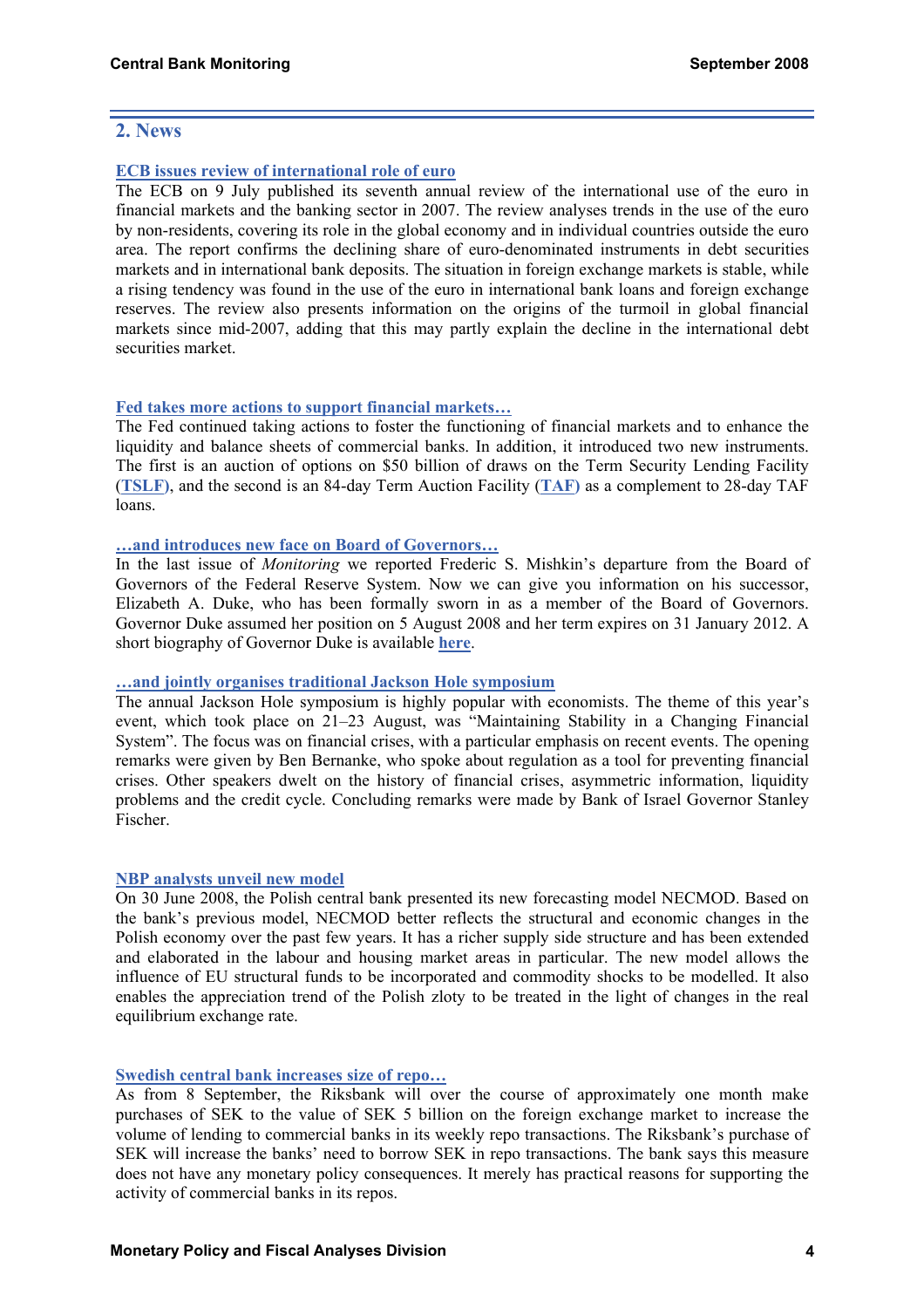## 2. News

### ECB issues review of international role of euro

The ECB on 9 July published its seventh annual review of the international use of the euro in financial markets and the banking sector in 2007. The review analyses trends in the use of the euro by non-residents, covering its role in the global economy and in individual countries outside the euro area. The report confirms the declining share of euro-denominated instruments in debt securities markets and in international bank deposits. The situation in foreign exchange markets is stable, while a rising tendency was found in the use of the euro in international bank loans and foreign exchange reserves. The review also presents information on the origins of the turmoil in global financial markets since mid-2007, adding that this may partly explain the decline in the international debt securities market.

### Fed takes more actions to support financial markets…

The Fed continued taking actions to foster the functioning of financial markets and to enhance the liquidity and balance sheets of commercial banks. In addition, it introduced two new instruments. The first is an auction of options on $50 billion of draws on the Term Security Lending Facility (**TSLF**), and the second is an 84-day Term Auction Facility (**TAF**) as a complement to 28-day TAF loans.

### …and introduces new face on Board of Governors…

In the last issue of *Monitoring* we reported Frederic S. Mishkin's departure from the Board of Governors of the Federal Reserve System. Now we can give you information on his successor, Elizabeth A. Duke, who has been formally sworn in as a member of the Board of Governors. Governor Duke assumed her position on 5 August 2008 and her term expires on 31 January 2012. A short biography of Governor Duke is available **here**.

### …and jointly organises traditional Jackson Hole symposium

The annual Jackson Hole symposium is highly popular with economists. The theme of this year's event, which took place on 21–23 August, was "Maintaining Stability in a Changing Financial System". The focus was on financial crises, with a particular emphasis on recent events. The opening remarks were given by Ben Bernanke, who spoke about regulation as a tool for preventing financial crises. Other speakers dwelt on the history of financial crises, asymmetric information, liquidity problems and the credit cycle. Concluding remarks were made by Bank of Israel Governor Stanley Fischer.

### NBP analysts unveil new model

On 30 June 2008, the Polish central bank presented its new forecasting model NECMOD. Based on the bank's previous model, NECMOD better reflects the structural and economic changes in the Polish economy over the past few years. It has a richer supply side structure and has been extended and elaborated in the labour and housing market areas in particular. The new model allows the influence of EU structural funds to be incorporated and commodity shocks to be modelled. It also enables the appreciation trend of the Polish zloty to be treated in the light of changes in the real equilibrium exchange rate.

### Swedish central bank increases size of repo…

As from 8 September, the Riksbank will over the course of approximately one month make purchases of SEK to the value of SEK 5 billion on the foreign exchange market to increase the volume of lending to commercial banks in its weekly repo transactions. The Riksbank's purchase of SEK will increase the banks' need to borrow SEK in repo transactions. The bank says this measure does not have any monetary policy consequences. It merely has practical reasons for supporting the activity of commercial banks in its repos.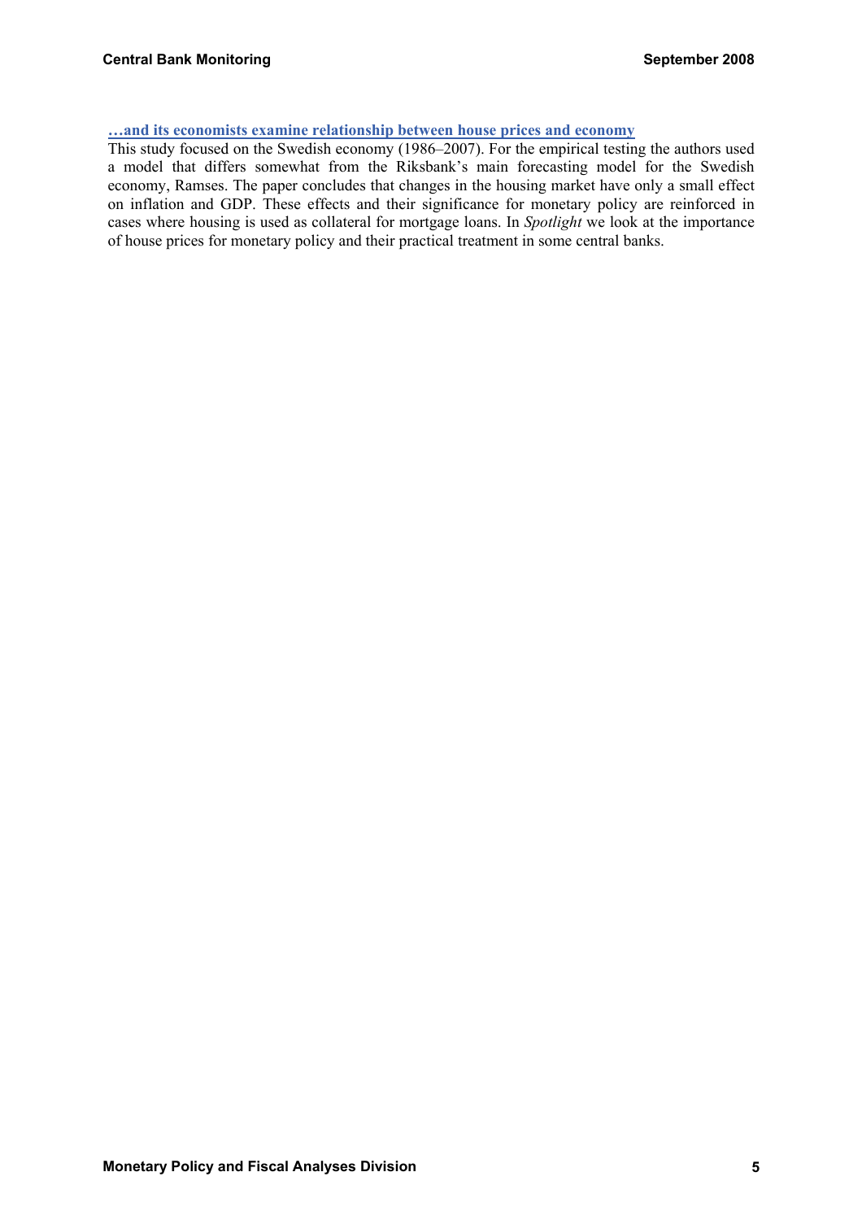### …and its economists examine relationship between house prices and economy

This study focused on the Swedish economy (1986–2007). For the empirical testing the authors used a model that differs somewhat from the Riksbank's main forecasting model for the Swedish economy, Ramses. The paper concludes that changes in the housing market have only a small effect on inflation and GDP. These effects and their significance for monetary policy are reinforced in cases where housing is used as collateral for mortgage loans. In *Spotlight* we look at the importance of house prices for monetary policy and their practical treatment in some central banks.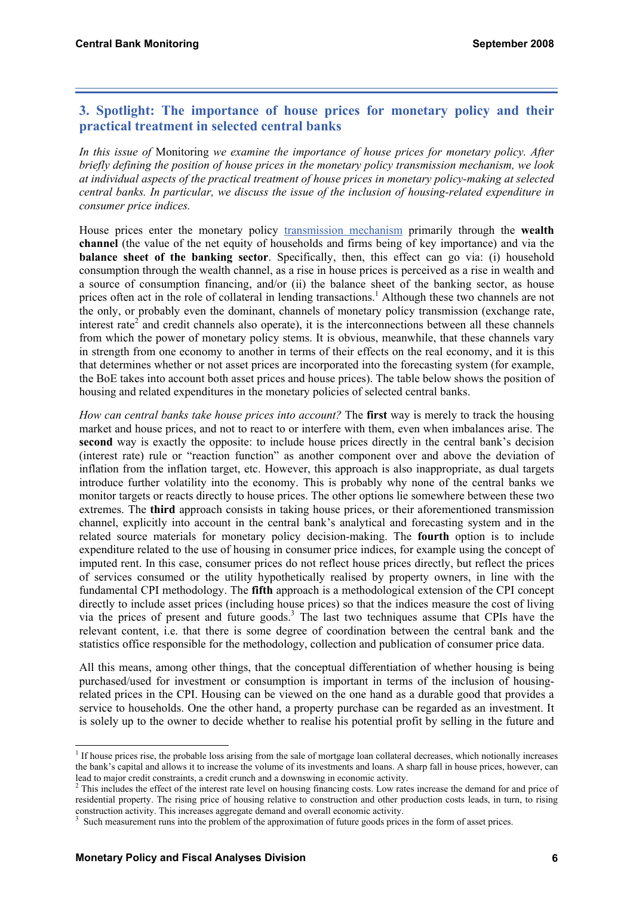## 3. Spotlight: The importance of house prices for monetary policy and their practical treatment in selected central banks

*In this issue of* Monitoring *we examine the importance of house prices for monetary policy. After briefly defining the position of house prices in the monetary policy transmission mechanism, we look at individual aspects of the practical treatment of house prices in monetary policy-making at selected central banks. In particular, we discuss the issue of the inclusion of housing-related expenditure in consumer price indices.*

House prices enter the monetary policy transmission mechanism primarily through the **wealth channel** (the value of the net equity of households and firms being of key importance) and via the **balance sheet of the banking sector**. Specifically, then, this effect can go via: (i) household consumption through the wealth channel, as a rise in house prices is perceived as a rise in wealth and a source of consumption financing, and/or (ii) the balance sheet of the banking sector, as house prices often act in the role of collateral in lending transactions.[1] Although these two channels are not the only, or probably even the dominant, channels of monetary policy transmission (exchange rate, interest rate[2] and credit channels also operate), it is the interconnections between all these channels from which the power of monetary policy stems. It is obvious, meanwhile, that these channels vary in strength from one economy to another in terms of their effects on the real economy, and it is this that determines whether or not asset prices are incorporated into the forecasting system (for example, the BoE takes into account both asset prices and house prices). The table below shows the position of housing and related expenditures in the monetary policies of selected central banks.

*How can central banks take house prices into account?* The **first** way is merely to track the housing market and house prices, and not to react to or interfere with them, even when imbalances arise. The **second** way is exactly the opposite: to include house prices directly in the central bank's decision (interest rate) rule or "reaction function" as another component over and above the deviation of inflation from the inflation target, etc. However, this approach is also inappropriate, as dual targets introduce further volatility into the economy. This is probably why none of the central banks we monitor targets or reacts directly to house prices. The other options lie somewhere between these two extremes. The **third** approach consists in taking house prices, or their aforementioned transmission channel, explicitly into account in the central bank's analytical and forecasting system and in the related source materials for monetary policy decision-making. The **fourth** option is to include expenditure related to the use of housing in consumer price indices, for example using the concept of imputed rent. In this case, consumer prices do not reflect house prices directly, but reflect the prices of services consumed or the utility hypothetically realised by property owners, in line with the fundamental CPI methodology. The **fifth** approach is a methodological extension of the CPI concept directly to include asset prices (including house prices) so that the indices measure the cost of living via the prices of present and future goods.[3] The last two techniques assume that CPIs have the relevant content, i.e. that there is some degree of coordination between the central bank and the statistics office responsible for the methodology, collection and publication of consumer price data.

All this means, among other things, that the conceptual differentiation of whether housing is being purchased/used for investment or consumption is important in terms of the inclusion of housing-related prices in the CPI. Housing can be viewed on the one hand as a durable good that provides a service to households. One the other hand, a property purchase can be regarded as an investment. It is solely up to the owner to decide whether to realise his potential profit by selling in the future and

---

[1] If house prices rise, the probable loss arising from the sale of mortgage loan collateral decreases, which notionally increases the bank's capital and allows it to increase the volume of its investments and loans. A sharp fall in house prices, however, can lead to major credit constraints, a credit crunch and a downswing in economic activity.

[2] This includes the effect of the interest rate level on housing financing costs. Low rates increase the demand for and price of residential property. The rising price of housing relative to construction and other production costs leads, in turn, to rising construction activity. This increases aggregate demand and overall economic activity.

[3] Such measurement runs into the problem of the approximation of future goods prices in the form of asset prices.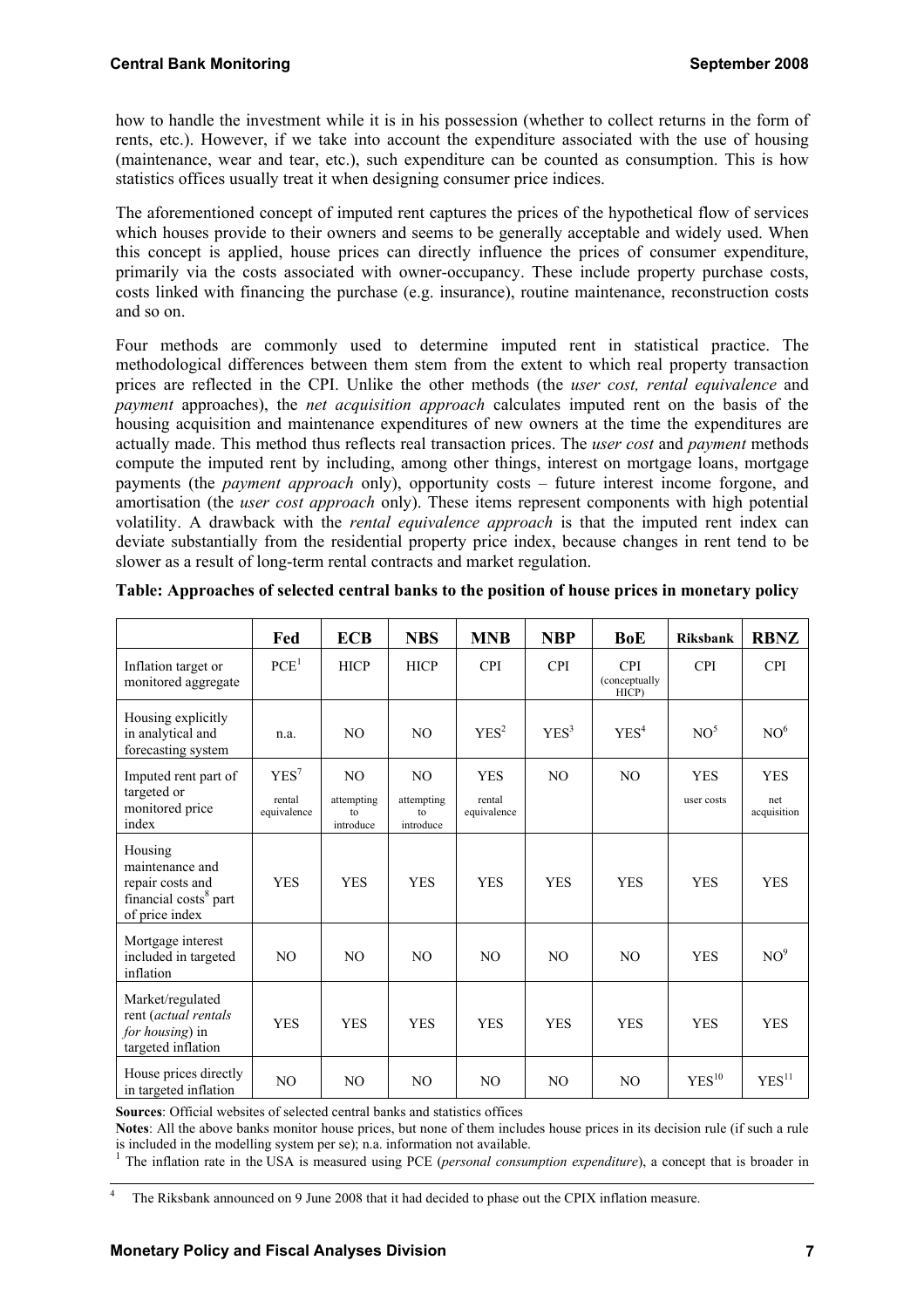how to handle the investment while it is in his possession (whether to collect returns in the form of rents, etc.). However, if we take into account the expenditure associated with the use of housing (maintenance, wear and tear, etc.), such expenditure can be counted as consumption. This is how statistics offices usually treat it when designing consumer price indices.

The aforementioned concept of imputed rent captures the prices of the hypothetical flow of services which houses provide to their owners and seems to be generally acceptable and widely used. When this concept is applied, house prices can directly influence the prices of consumer expenditure, primarily via the costs associated with owner-occupancy. These include property purchase costs, costs linked with financing the purchase (e.g. insurance), routine maintenance, reconstruction costs and so on.

Four methods are commonly used to determine imputed rent in statistical practice. The methodological differences between them stem from the extent to which real property transaction prices are reflected in the CPI. Unlike the other methods (the *user cost, rental equivalence* and *payment* approaches), the *net acquisition approach* calculates imputed rent on the basis of the housing acquisition and maintenance expenditures of new owners at the time the expenditures are actually made. This method thus reflects real transaction prices. The *user cost* and *payment* methods compute the imputed rent by including, among other things, interest on mortgage loans, mortgage payments (the *payment approach* only), opportunity costs – future interest income forgone, and amortisation (the *user cost approach* only). These items represent components with high potential volatility. A drawback with the *rental equivalence approach* is that the imputed rent index can deviate substantially from the residential property price index, because changes in rent tend to be slower as a result of long-term rental contracts and market regulation.

**Table: Approaches of selected central banks to the position of house prices in monetary policy**

| | Fed | ECB | NBS | MNB | NBP | BoE | Riksbank | RBNZ |
|---|---|---|---|---|---|---|---|---|
| Inflation target or monitored aggregate | PCE[1] | HICP | HICP | CPI | CPI | CPI (conceptually HICP) | CPI | CPI |
| Housing explicitly in analytical and forecasting system | n.a. | NO | NO | YES[2] | YES[3] | YES[4] | NO[5] | NO[6] |
| Imputed rent part of targeted or monitored price index | YES[7] rental equivalence | NO attempting to introduce | NO attempting to introduce | YES rental equivalence | NO | NO | YES user costs | YES net acquisition |
| Housing maintenance and repair costs and financial costs[8] part of price index | YES | YES | YES | YES | YES | YES | YES | YES |
| Mortgage interest included in targeted inflation | NO | NO | NO | NO | NO | NO | YES | NO[9] |
| Market/regulated rent (*actual rentals for housing*) in targeted inflation | YES | YES | YES | YES | YES | YES | YES | YES |
| House prices directly in targeted inflation | NO | NO | NO | NO | NO | NO | YES[10] | YES[11] |

**Sources**: Official websites of selected central banks and statistics offices

**Notes**: All the above banks monitor house prices, but none of them includes house prices in its decision rule (if such a rule is included in the modelling system per se); n.a. information not available.

[1] The inflation rate in the USA is measured using PCE (*personal consumption expenditure*), a concept that is broader in

[4] The Riksbank announced on 9 June 2008 that it had decided to phase out the CPIX inflation measure.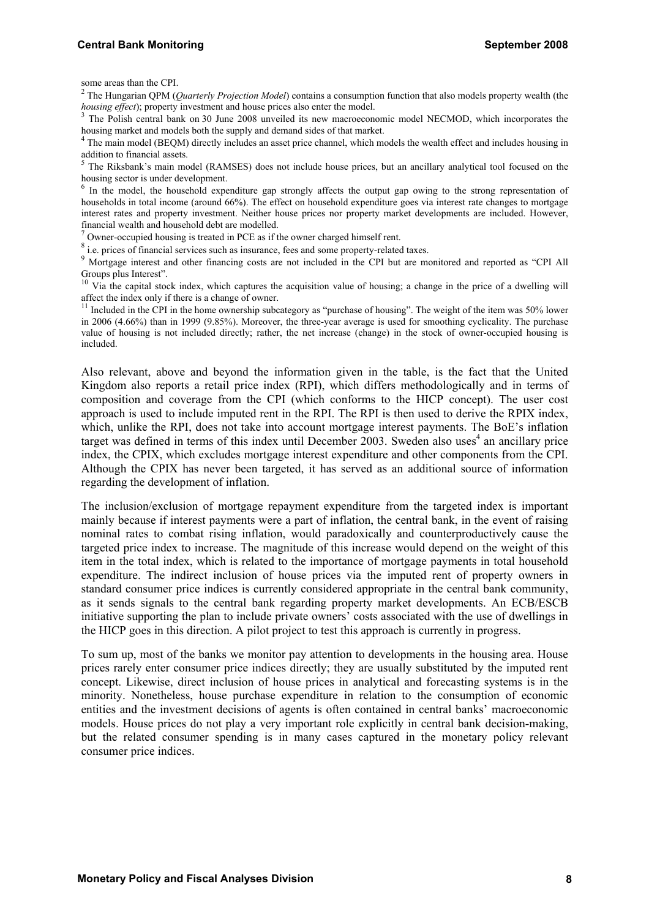some areas than the CPI.

[2] The Hungarian QPM (*Quarterly Projection Model*) contains a consumption function that also models property wealth (the *housing effect*); property investment and house prices also enter the model.

[3] The Polish central bank on 30 June 2008 unveiled its new macroeconomic model NECMOD, which incorporates the housing market and models both the supply and demand sides of that market.

[4] The main model (BEQM) directly includes an asset price channel, which models the wealth effect and includes housing in addition to financial assets.

[5] The Riksbank's main model (RAMSES) does not include house prices, but an ancillary analytical tool focused on the housing sector is under development.

[6] In the model, the household expenditure gap strongly affects the output gap owing to the strong representation of households in total income (around 66%). The effect on household expenditure goes via interest rate changes to mortgage interest rates and property investment. Neither house prices nor property market developments are included. However, financial wealth and household debt are modelled.

[7] Owner-occupied housing is treated in PCE as if the owner charged himself rent.

[8] i.e. prices of financial services such as insurance, fees and some property-related taxes.

[9] Mortgage interest and other financing costs are not included in the CPI but are monitored and reported as "CPI All Groups plus Interest".

[10] Via the capital stock index, which captures the acquisition value of housing; a change in the price of a dwelling will affect the index only if there is a change of owner.

[11] Included in the CPI in the home ownership subcategory as "purchase of housing". The weight of the item was 50% lower in 2006 (4.66%) than in 1999 (9.85%). Moreover, the three-year average is used for smoothing cyclicality. The purchase value of housing is not included directly; rather, the net increase (change) in the stock of owner-occupied housing is included.

Also relevant, above and beyond the information given in the table, is the fact that the United Kingdom also reports a retail price index (RPI), which differs methodologically and in terms of composition and coverage from the CPI (which conforms to the HICP concept). The user cost approach is used to include imputed rent in the RPI. The RPI is then used to derive the RPIX index, which, unlike the RPI, does not take into account mortgage interest payments. The BoE's inflation target was defined in terms of this index until December 2003. Sweden also uses[4] an ancillary price index, the CPIX, which excludes mortgage interest expenditure and other components from the CPI. Although the CPIX has never been targeted, it has served as an additional source of information regarding the development of inflation.

The inclusion/exclusion of mortgage repayment expenditure from the targeted index is important mainly because if interest payments were a part of inflation, the central bank, in the event of raising nominal rates to combat rising inflation, would paradoxically and counterproductively cause the targeted price index to increase. The magnitude of this increase would depend on the weight of this item in the total index, which is related to the importance of mortgage payments in total household expenditure. The indirect inclusion of house prices via the imputed rent of property owners in standard consumer price indices is currently considered appropriate in the central bank community, as it sends signals to the central bank regarding property market developments. An ECB/ESCB initiative supporting the plan to include private owners' costs associated with the use of dwellings in the HICP goes in this direction. A pilot project to test this approach is currently in progress.

To sum up, most of the banks we monitor pay attention to developments in the housing area. House prices rarely enter consumer price indices directly; they are usually substituted by the imputed rent concept. Likewise, direct inclusion of house prices in analytical and forecasting systems is in the minority. Nonetheless, house purchase expenditure in relation to the consumption of economic entities and the investment decisions of agents is often contained in central banks' macroeconomic models. House prices do not play a very important role explicitly in central bank decision-making, but the related consumer spending is in many cases captured in the monetary policy relevant consumer price indices.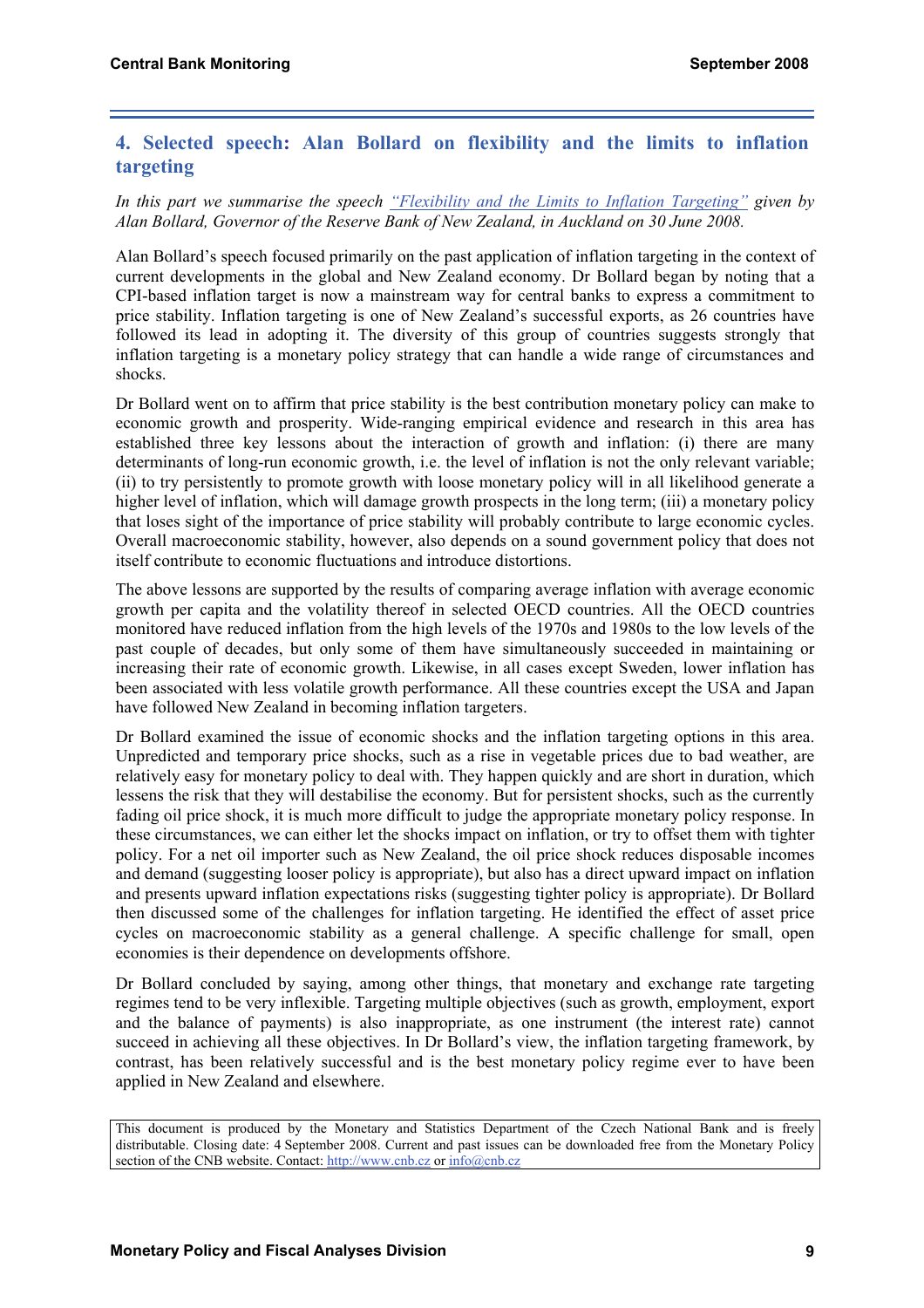## 4. Selected speech: Alan Bollard on flexibility and the limits to inflation targeting

*In this part we summarise the speech "Flexibility and the Limits to Inflation Targeting" given by Alan Bollard, Governor of the Reserve Bank of New Zealand, in Auckland on 30 June 2008.*

Alan Bollard's speech focused primarily on the past application of inflation targeting in the context of current developments in the global and New Zealand economy. Dr Bollard began by noting that a CPI-based inflation target is now a mainstream way for central banks to express a commitment to price stability. Inflation targeting is one of New Zealand's successful exports, as 26 countries have followed its lead in adopting it. The diversity of this group of countries suggests strongly that inflation targeting is a monetary policy strategy that can handle a wide range of circumstances and shocks.

Dr Bollard went on to affirm that price stability is the best contribution monetary policy can make to economic growth and prosperity. Wide-ranging empirical evidence and research in this area has established three key lessons about the interaction of growth and inflation: (i) there are many determinants of long-run economic growth, i.e. the level of inflation is not the only relevant variable; (ii) to try persistently to promote growth with loose monetary policy will in all likelihood generate a higher level of inflation, which will damage growth prospects in the long term; (iii) a monetary policy that loses sight of the importance of price stability will probably contribute to large economic cycles. Overall macroeconomic stability, however, also depends on a sound government policy that does not itself contribute to economic fluctuations and introduce distortions.

The above lessons are supported by the results of comparing average inflation with average economic growth per capita and the volatility thereof in selected OECD countries. All the OECD countries monitored have reduced inflation from the high levels of the 1970s and 1980s to the low levels of the past couple of decades, but only some of them have simultaneously succeeded in maintaining or increasing their rate of economic growth. Likewise, in all cases except Sweden, lower inflation has been associated with less volatile growth performance. All these countries except the USA and Japan have followed New Zealand in becoming inflation targeters.

Dr Bollard examined the issue of economic shocks and the inflation targeting options in this area. Unpredicted and temporary price shocks, such as a rise in vegetable prices due to bad weather, are relatively easy for monetary policy to deal with. They happen quickly and are short in duration, which lessens the risk that they will destabilise the economy. But for persistent shocks, such as the currently fading oil price shock, it is much more difficult to judge the appropriate monetary policy response. In these circumstances, we can either let the shocks impact on inflation, or try to offset them with tighter policy. For a net oil importer such as New Zealand, the oil price shock reduces disposable incomes and demand (suggesting looser policy is appropriate), but also has a direct upward impact on inflation and presents upward inflation expectations risks (suggesting tighter policy is appropriate). Dr Bollard then discussed some of the challenges for inflation targeting. He identified the effect of asset price cycles on macroeconomic stability as a general challenge. A specific challenge for small, open economies is their dependence on developments offshore.

Dr Bollard concluded by saying, among other things, that monetary and exchange rate targeting regimes tend to be very inflexible. Targeting multiple objectives (such as growth, employment, export and the balance of payments) is also inappropriate, as one instrument (the interest rate) cannot succeed in achieving all these objectives. In Dr Bollard's view, the inflation targeting framework, by contrast, has been relatively successful and is the best monetary policy regime ever to have been applied in New Zealand and elsewhere.

This document is produced by the Monetary and Statistics Department of the Czech National Bank and is freely distributable. Closing date: 4 September 2008. Current and past issues can be downloaded free from the Monetary Policy section of the CNB website. Contact: http://www.cnb.cz or info@cnb.cz